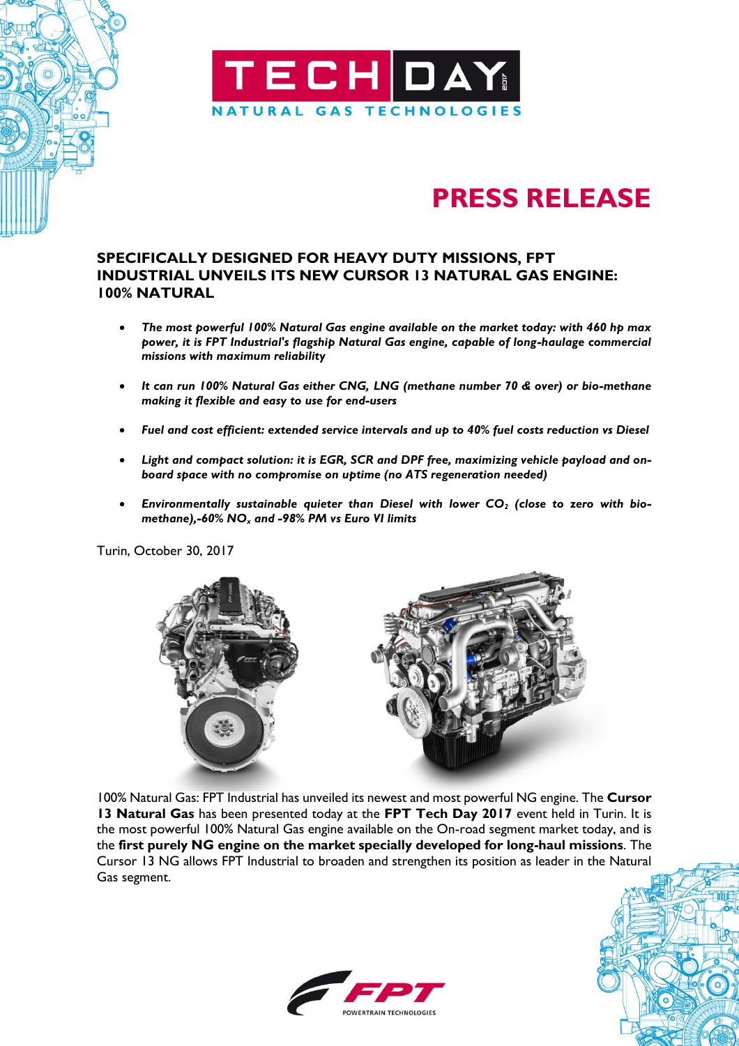TECH DAY 2017
NATURAL GAS TECHNOLOGIES

# PRESS RELEASE

## SPECIFICALLY DESIGNED FOR HEAVY DUTY MISSIONS, FPT INDUSTRIAL UNVEILS ITS NEW CURSOR 13 NATURAL GAS ENGINE: 100% NATURAL

- ***The most powerful 100% Natural Gas engine available on the market today: with 460 hp max power, it is FPT Industrial's flagship Natural Gas engine, capable of long-haulage commercial missions with maximum reliability***
- ***It can run 100% Natural Gas either CNG, LNG (methane number 70 & over) or bio-methane making it flexible and easy to use for end-users***
- ***Fuel and cost efficient: extended service intervals and up to 40% fuel costs reduction vs Diesel***
- ***Light and compact solution: it is EGR, SCR and DPF free, maximizing vehicle payload and on-board space with no compromise on uptime (no ATS regeneration needed)***
- ***Environmentally sustainable quieter than Diesel with lower $CO_2$ (close to zero with bio-methane),-60% $NO_x$ and -98% PM vs Euro VI limits***

Turin, October 30, 2017

100% Natural Gas: FPT Industrial has unveiled its newest and most powerful NG engine. The **Cursor 13 Natural Gas** has been presented today at the **FPT Tech Day 2017** event held in Turin. It is the most powerful 100% Natural Gas engine available on the On-road segment market today, and is the **first purely NG engine on the market specially developed for long-haul missions**. The Cursor 13 NG allows FPT Industrial to broaden and strengthen its position as leader in the Natural Gas segment.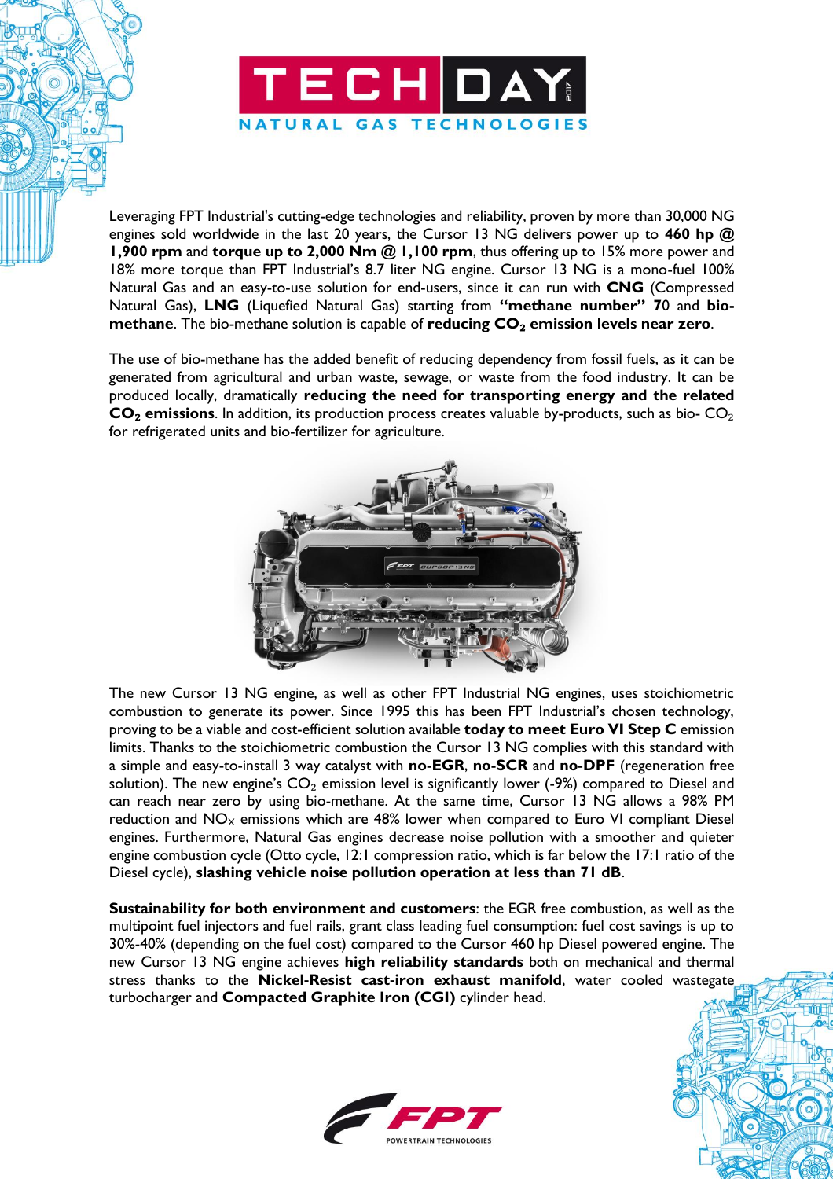Leveraging FPT Industrial's cutting-edge technologies and reliability, proven by more than 30,000 NG engines sold worldwide in the last 20 years, the Cursor 13 NG delivers power up to **460 hp @ 1,900 rpm** and **torque up to 2,000 Nm @ 1,100 rpm**, thus offering up to 15% more power and 18% more torque than FPT Industrial's 8.7 liter NG engine. Cursor 13 NG is a mono-fuel 100% Natural Gas and an easy-to-use solution for end-users, since it can run with **CNG** (Compressed Natural Gas), **LNG** (Liquefied Natural Gas) starting from **"methane number" 7**0 and **bio-methane**. The bio-methane solution is capable of **reducing $CO_2$ emission levels near zero**.

The use of bio-methane has the added benefit of reducing dependency from fossil fuels, as it can be generated from agricultural and urban waste, sewage, or waste from the food industry. It can be produced locally, dramatically **reducing the need for transporting energy and the related $CO_2$ emissions**. In addition, its production process creates valuable by-products, such as bio- $CO_2$ for refrigerated units and bio-fertilizer for agriculture.

The new Cursor 13 NG engine, as well as other FPT Industrial NG engines, uses stoichiometric combustion to generate its power. Since 1995 this has been FPT Industrial's chosen technology, proving to be a viable and cost-efficient solution available **today to meet Euro VI Step C** emission limits. Thanks to the stoichiometric combustion the Cursor 13 NG complies with this standard with a simple and easy-to-install 3 way catalyst with **no-EGR**, **no-SCR** and **no-DPF** (regeneration free solution). The new engine's $CO_2$ emission level is significantly lower (-9%) compared to Diesel and can reach near zero by using bio-methane. At the same time, Cursor 13 NG allows a 98% PM reduction and $NO_X$ emissions which are 48% lower when compared to Euro VI compliant Diesel engines. Furthermore, Natural Gas engines decrease noise pollution with a smoother and quieter engine combustion cycle (Otto cycle, 12:1 compression ratio, which is far below the 17:1 ratio of the Diesel cycle), **slashing vehicle noise pollution operation at less than 71 dB**.

**Sustainability for both environment and customers**: the EGR free combustion, as well as the multipoint fuel injectors and fuel rails, grant class leading fuel consumption: fuel cost savings is up to 30%-40% (depending on the fuel cost) compared to the Cursor 460 hp Diesel powered engine. The new Cursor 13 NG engine achieves **high reliability standards** both on mechanical and thermal stress thanks to the **Nickel-Resist cast-iron exhaust manifold**, water cooled wastegate turbocharger and **Compacted Graphite Iron (CGI)** cylinder head.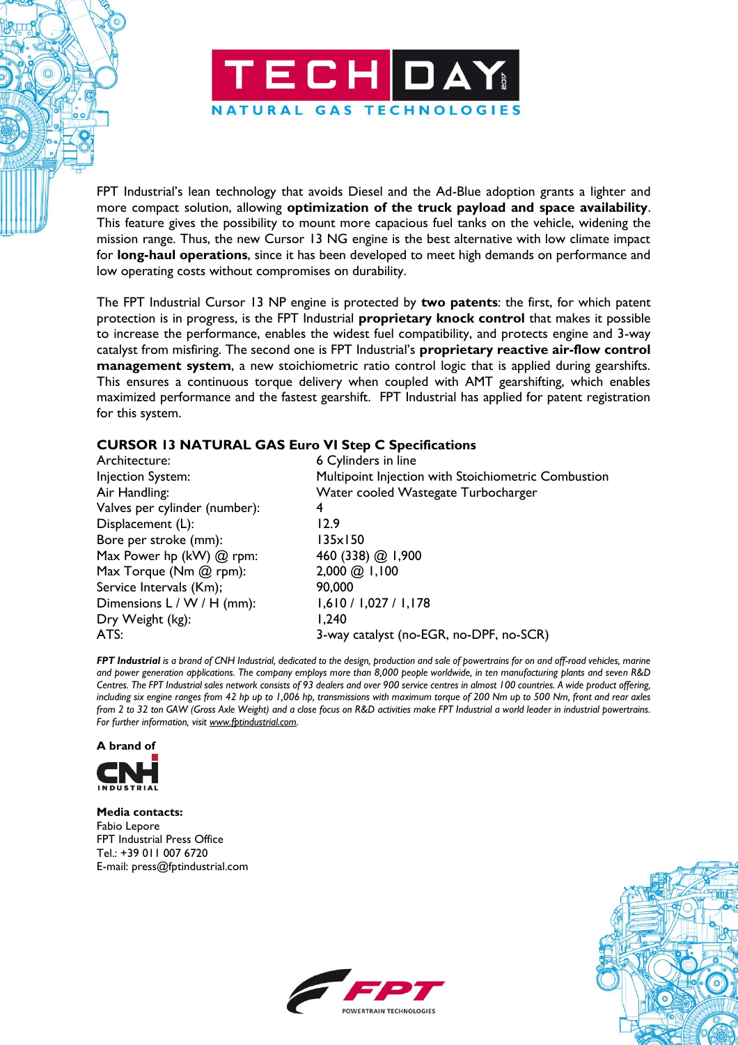FPT Industrial's lean technology that avoids Diesel and the Ad-Blue adoption grants a lighter and more compact solution, allowing **optimization of the truck payload and space availability**. This feature gives the possibility to mount more capacious fuel tanks on the vehicle, widening the mission range. Thus, the new Cursor 13 NG engine is the best alternative with low climate impact for **long-haul operations**, since it has been developed to meet high demands on performance and low operating costs without compromises on durability.

The FPT Industrial Cursor 13 NP engine is protected by **two patents**: the first, for which patent protection is in progress, is the FPT Industrial **proprietary knock control** that makes it possible to increase the performance, enables the widest fuel compatibility, and protects engine and 3-way catalyst from misfiring. The second one is FPT Industrial's **proprietary reactive air-flow control management system**, a new stoichiometric ratio control logic that is applied during gearshifts. This ensures a continuous torque delivery when coupled with AMT gearshifting, which enables maximized performance and the fastest gearshift. FPT Industrial has applied for patent registration for this system.

### CURSOR 13 NATURAL GAS Euro VI Step C Specifications

| | |
|---|---|
| Architecture: | 6 Cylinders in line |
| Injection System: | Multipoint Injection with Stoichiometric Combustion |
| Air Handling: | Water cooled Wastegate Turbocharger |
| Valves per cylinder (number): | 4 |
| Displacement (L): | 12.9 |
| Bore per stroke (mm): | 135x150 |
| Max Power hp (kW) @ rpm: | 460 (338) @ 1,900 |
| Max Torque (Nm @ rpm): | 2,000 @ 1,100 |
| Service Intervals (Km); | 90,000 |
| Dimensions L / W / H (mm): | 1,610 / 1,027 / 1,178 |
| Dry Weight (kg): | 1,240 |
| ATS: | 3-way catalyst (no-EGR, no-DPF, no-SCR) |

***FPT Industrial*** *is a brand of CNH Industrial, dedicated to the design, production and sale of powertrains for on and off-road vehicles, marine and power generation applications. The company employs more than 8,000 people worldwide, in ten manufacturing plants and seven R&D Centres. The FPT Industrial sales network consists of 93 dealers and over 900 service centres in almost 100 countries. A wide product offering, including six engine ranges from 42 hp up to 1,006 hp, transmissions with maximum torque of 200 Nm up to 500 Nm, front and rear axles from 2 to 32 ton GAW (Gross Axle Weight) and a close focus on R&D activities make FPT Industrial a world leader in industrial powertrains. For further information, visit www.fptindustrial.com.*

**A brand of**

CNH INDUSTRIAL

**Media contacts:**
Fabio Lepore
FPT Industrial Press Office
Tel.: +39 011 007 6720
E-mail: press@fptindustrial.com